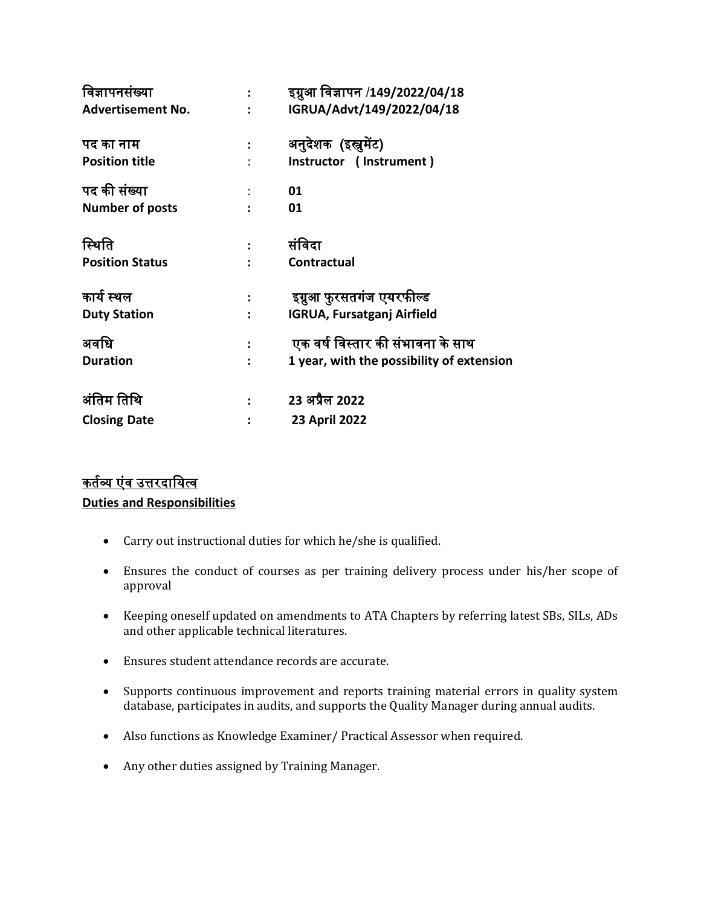| | | |
|---|---|---|
| **विज्ञापनसंख्या** | **:** | **इग्रुआ विज्ञापन /149/2022/04/18** |
| **Advertisement No.** | **:** | **IGRUA/Advt/149/2022/04/18** |
| **पद का नाम** | **:** | **अनुदेशक (इस्त्रुमेंट)** |
| **Position title** | : | **Instructor ( Instrument )** |
| **पद की संख्या** | : | **01** |
| **Number of posts** | **:** | **01** |
| **स्थिति** | **:** | **संविदा** |
| **Position Status** | **:** | **Contractual** |
| **कार्य स्थल** | **:** | **इग्रुआ फुरसतगंज एयरफील्ड** |
| **Duty Station** | **:** | **IGRUA, Fursatganj Airfield** |
| **अवधि** | **:** | **एक वर्ष विस्तार की संभावना के साथ** |
| **Duration** | **:** | **1 year, with the possibility of extension** |
| **अंतिम तिथि** | **:** | **23 अप्रैल 2022** |
| **Closing Date** | **:** | **23 April 2022** |

**<u>कर्तव्य एंव उत्तरदायित्व</u>**

**<u>Duties and Responsibilities</u>**

- Carry out instructional duties for which he/she is qualified.
- Ensures the conduct of courses as per training delivery process under his/her scope of approval
- Keeping oneself updated on amendments to ATA Chapters by referring latest SBs, SILs, ADs and other applicable technical literatures.
- Ensures student attendance records are accurate.
- Supports continuous improvement and reports training material errors in quality system database, participates in audits, and supports the Quality Manager during annual audits.
- Also functions as Knowledge Examiner/ Practical Assessor when required.
- Any other duties assigned by Training Manager.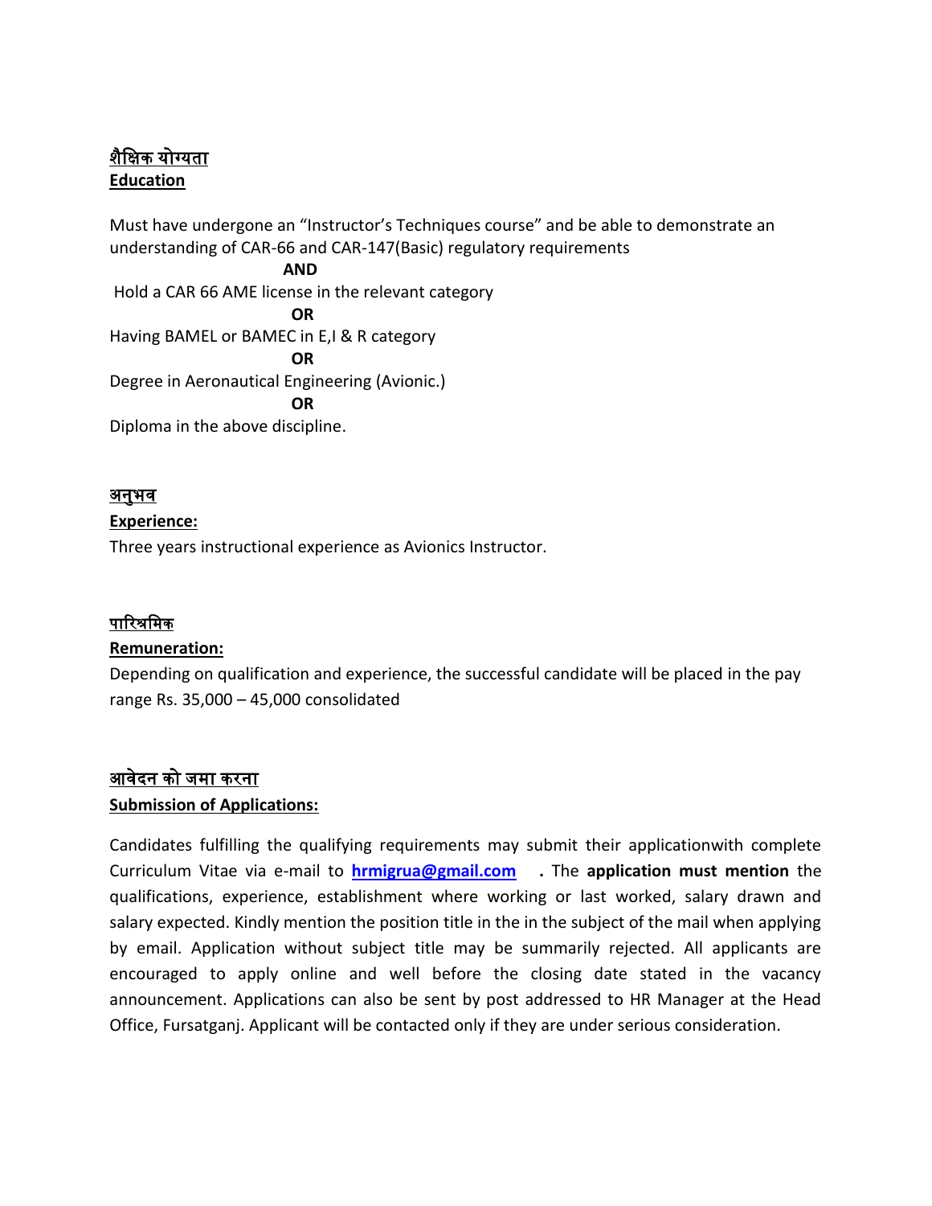**<u>शैक्षिक योग्यता</u>**

**<u>Education</u>**

Must have undergone an "Instructor's Techniques course" and be able to demonstrate an understanding of CAR-66 and CAR-147(Basic) regulatory requirements

**AND**

Hold a CAR 66 AME license in the relevant category

**OR**

Having BAMEL or BAMEC in E,I & R category

**OR**

Degree in Aeronautical Engineering (Avionic.)

**OR**

Diploma in the above discipline.

**<u>अनुभव</u>**

**<u>Experience:</u>**

Three years instructional experience as Avionics Instructor.

**<u>पारिश्रमिक</u>**

**<u>Remuneration:</u>**

Depending on qualification and experience, the successful candidate will be placed in the pay range Rs. 35,000 – 45,000 consolidated

**<u>आवेदन को जमा करना</u>**

**<u>Submission of Applications:</u>**

Candidates fulfilling the qualifying requirements may submit their applicationwith complete Curriculum Vitae via e-mail to **hrmigrua@gmail.com** **.** The **application must mention** the qualifications, experience, establishment where working or last worked, salary drawn and salary expected. Kindly mention the position title in the in the subject of the mail when applying by email. Application without subject title may be summarily rejected. All applicants are encouraged to apply online and well before the closing date stated in the vacancy announcement. Applications can also be sent by post addressed to HR Manager at the Head Office, Fursatganj. Applicant will be contacted only if they are under serious consideration.